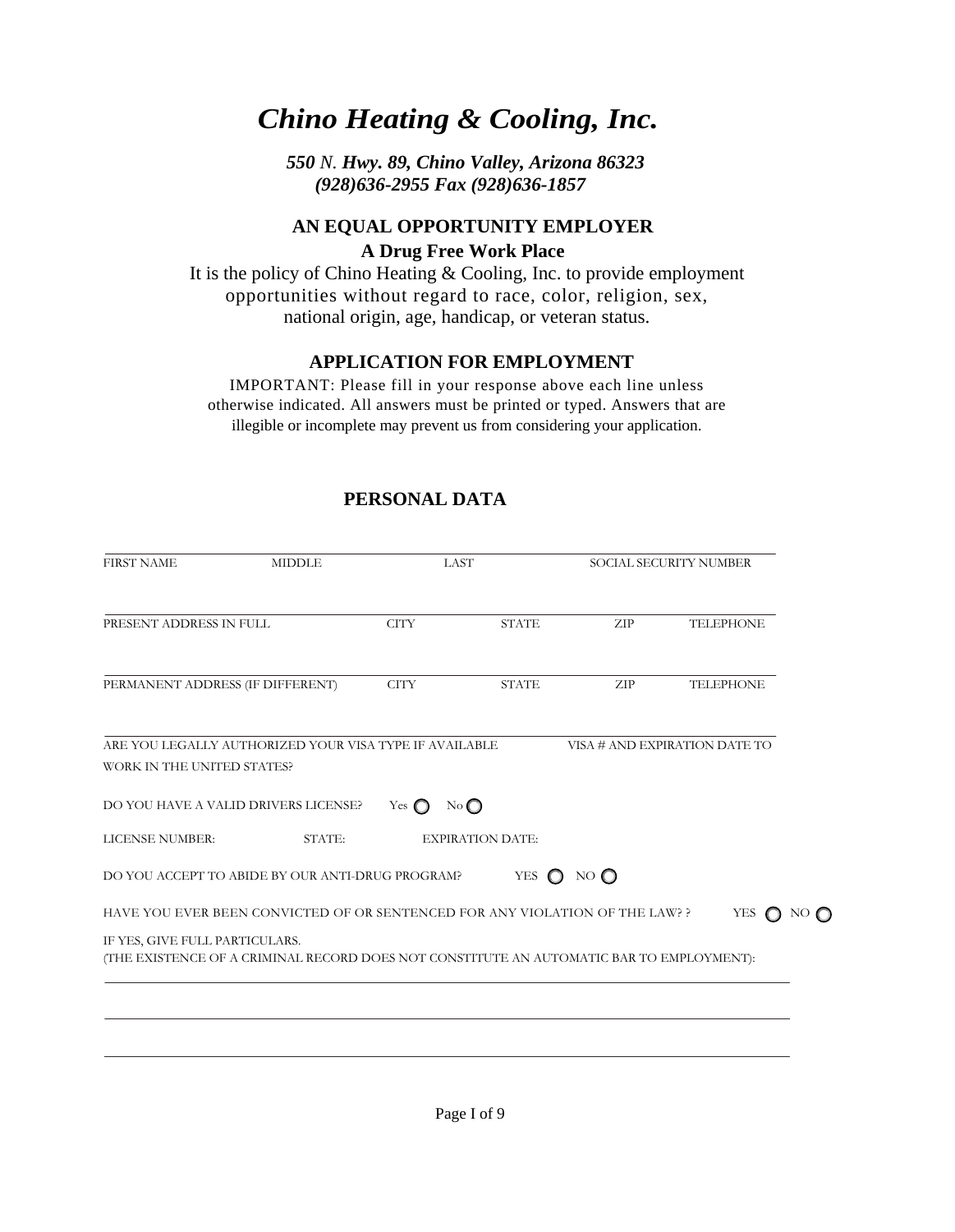# *Chino Heating & Cooling, Inc.*

***550 N. Hwy. 89, Chino Valley, Arizona 86323***
***(928)636-2955 Fax (928)636-1857***

**AN EQUAL OPPORTUNITY EMPLOYER**

**A Drug Free Work Place**

It is the policy of Chino Heating & Cooling, Inc. to provide employment opportunities without regard to race, color, religion, sex, national origin, age, handicap, or veteran status.

## APPLICATION FOR EMPLOYMENT

IMPORTANT: Please fill in your response above each line unless otherwise indicated. All answers must be printed or typed. Answers that are illegible or incomplete may prevent us from considering your application.

## PERSONAL DATA

| FIRST NAME | MIDDLE | LAST | SOCIAL SECURITY NUMBER |
|---|---|---|---|
| | | | |

| PRESENT ADDRESS IN FULL | CITY | STATE | ZIP | TELEPHONE |
|---|---|---|---|---|
| | | | | |

| PERMANENT ADDRESS (IF DIFFERENT) | CITY | STATE | ZIP | TELEPHONE |
|---|---|---|---|---|
| | | | | |

| ARE YOU LEGALLY AUTHORIZED WORK IN THE UNITED STATES? | YOUR VISA TYPE IF AVAILABLE | VISA # AND EXPIRATION DATE TO |
|---|---|---|
| | | |

DO YOU HAVE A VALID DRIVERS LICENSE? Yes ◯ No ◯

LICENSE NUMBER: STATE: EXPIRATION DATE:

DO YOU ACCEPT TO ABIDE BY OUR ANTI-DRUG PROGRAM? YES ◯ NO ◯

HAVE YOU EVER BEEN CONVICTED OF OR SENTENCED FOR ANY VIOLATION OF THE LAW? ? YES ◯ NO ◯

IF YES, GIVE FULL PARTICULARS.
(THE EXISTENCE OF A CRIMINAL RECORD DOES NOT CONSTITUTE AN AUTOMATIC BAR TO EMPLOYMENT):

\_\_\_\_\_\_\_\_\_\_\_\_\_\_\_\_\_\_\_\_\_\_\_\_\_\_\_\_\_\_\_\_\_\_\_\_\_\_\_\_\_\_\_\_\_\_\_\_\_\_\_\_\_\_\_\_\_\_\_\_

\_\_\_\_\_\_\_\_\_\_\_\_\_\_\_\_\_\_\_\_\_\_\_\_\_\_\_\_\_\_\_\_\_\_\_\_\_\_\_\_\_\_\_\_\_\_\_\_\_\_\_\_\_\_\_\_\_\_\_\_

\_\_\_\_\_\_\_\_\_\_\_\_\_\_\_\_\_\_\_\_\_\_\_\_\_\_\_\_\_\_\_\_\_\_\_\_\_\_\_\_\_\_\_\_\_\_\_\_\_\_\_\_\_\_\_\_\_\_\_\_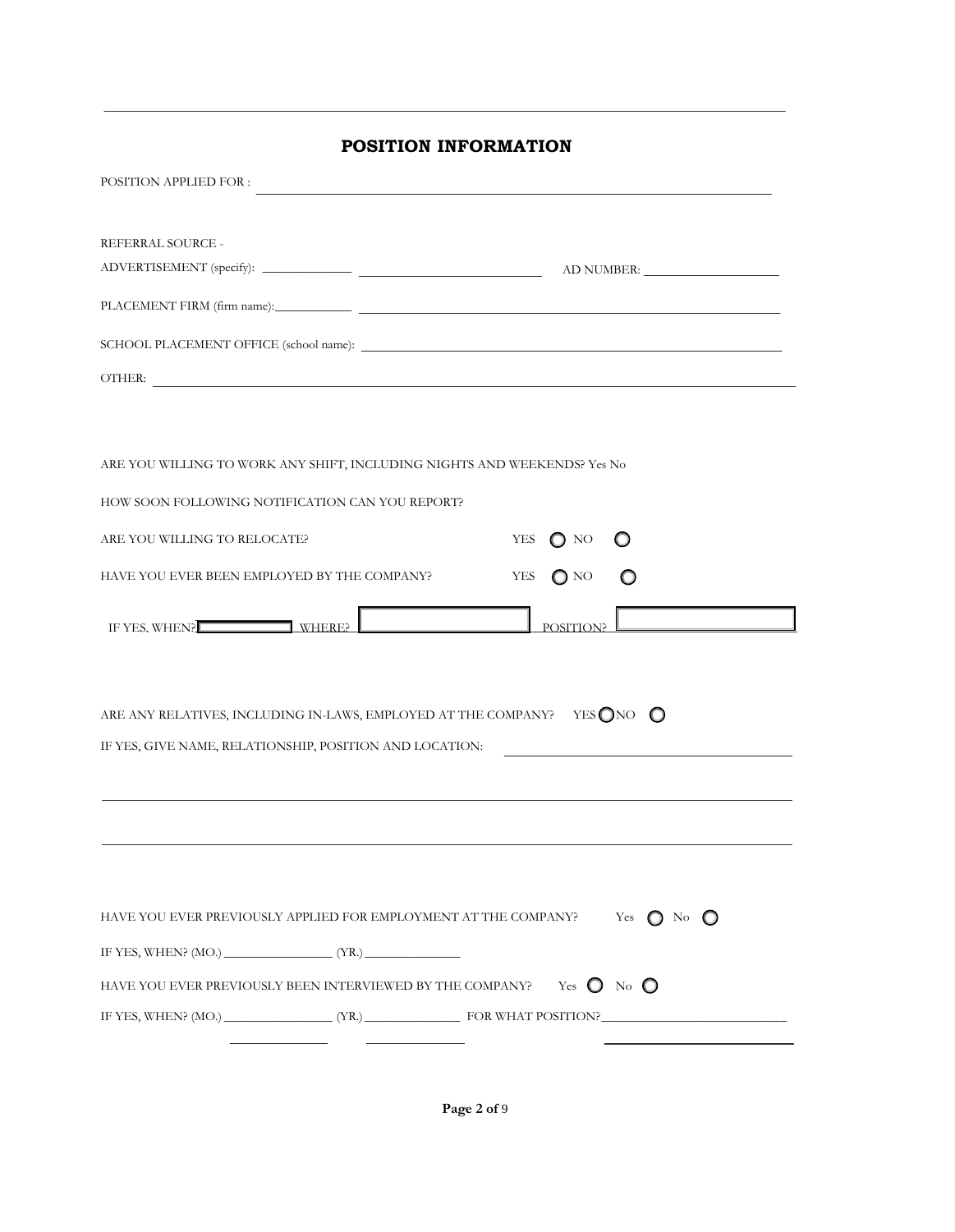## POSITION INFORMATION

POSITION APPLIED FOR : ______________________________

REFERRAL SOURCE -

ADVERTISEMENT (specify): ______________ ______________ AD NUMBER: ______________

PLACEMENT FIRM (firm name): ______________ ______________________________

SCHOOL PLACEMENT OFFICE (school name): ______________________________

OTHER: ______________________________

ARE YOU WILLING TO WORK ANY SHIFT, INCLUDING NIGHTS AND WEEKENDS? Yes No

HOW SOON FOLLOWING NOTIFICATION CAN YOU REPORT?

ARE YOU WILLING TO RELOCATE? YES ◯ NO ◯

HAVE YOU EVER BEEN EMPLOYED BY THE COMPANY? YES ◯ NO ◯

IF YES, WHEN? ______ WHERE? ______ POSITION? ______

ARE ANY RELATIVES, INCLUDING IN-LAWS, EMPLOYED AT THE COMPANY? YES ◯ NO ◯

IF YES, GIVE NAME, RELATIONSHIP, POSITION AND LOCATION: ______________________________

______________________________

______________________________

HAVE YOU EVER PREVIOUSLY APPLIED FOR EMPLOYMENT AT THE COMPANY? Yes ◯ No ◯

IF YES, WHEN? (MO.) ______________ (YR.) ______________

HAVE YOU EVER PREVIOUSLY BEEN INTERVIEWED BY THE COMPANY? Yes ◯ No ◯

IF YES, WHEN? (MO.) ______________ (YR.) ______________ FOR WHAT POSITION? ______________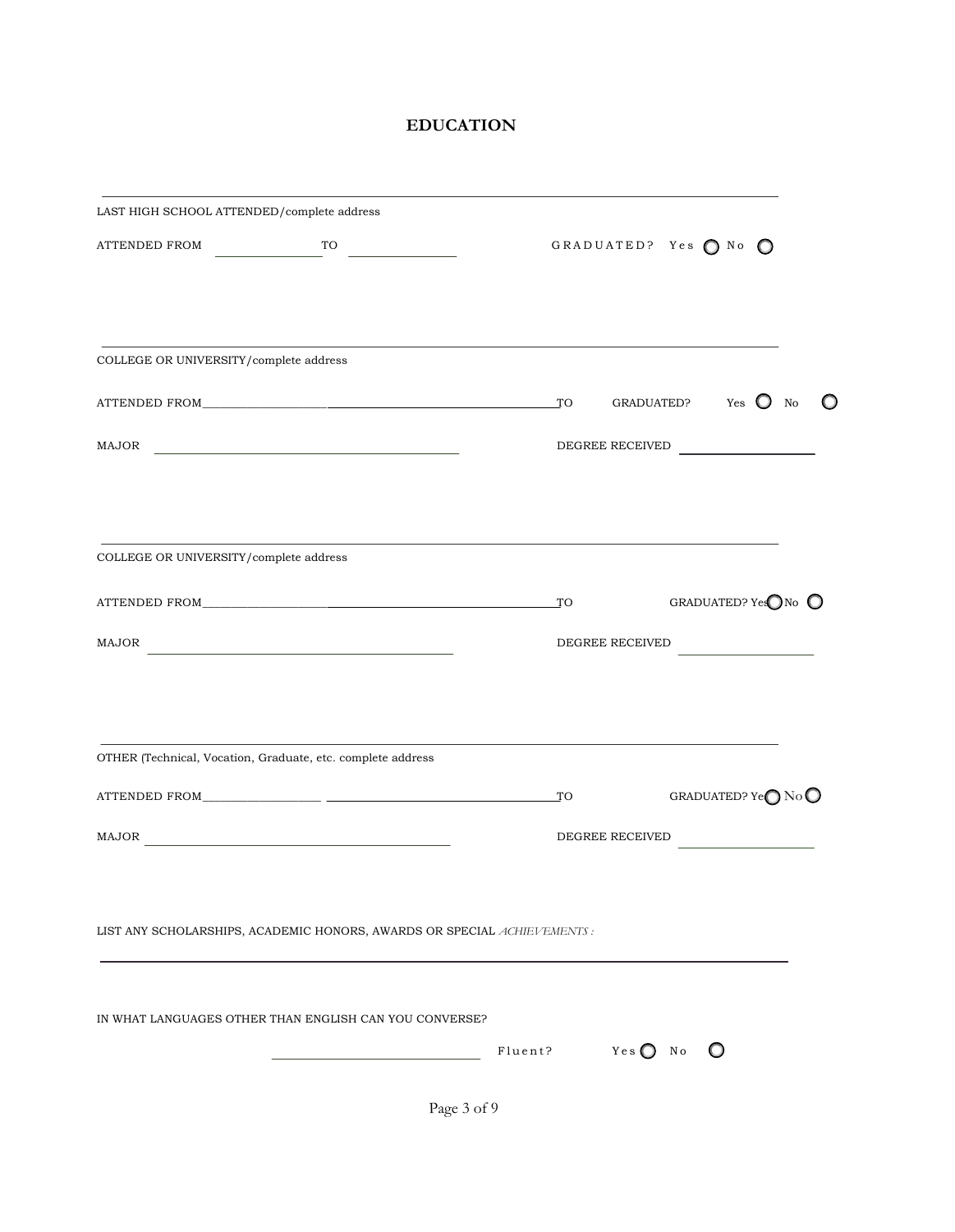# EDUCATION

---

LAST HIGH SCHOOL ATTENDED/complete address

ATTENDED FROM \_\_\_\_\_\_\_\_\_\_\_\_\_\_ TO \_\_\_\_\_\_\_\_\_\_\_\_\_\_ GRADUATED? Yes ○ No ○

---

COLLEGE OR UNIVERSITY/complete address

ATTENDED FROM \_\_\_\_\_\_\_\_\_\_\_\_\_\_\_\_\_\_\_\_\_\_\_\_\_\_\_\_\_\_ TO GRADUATED? Yes ○ No ○

MAJOR \_\_\_\_\_\_\_\_\_\_\_\_\_\_\_\_\_\_\_\_\_\_\_\_\_\_\_\_ DEGREE RECEIVED \_\_\_\_\_\_\_\_\_\_\_\_\_\_

---

COLLEGE OR UNIVERSITY/complete address

ATTENDED FROM \_\_\_\_\_\_\_\_\_\_\_\_\_\_\_\_\_\_\_\_\_\_\_\_\_\_\_\_\_\_ TO GRADUATED? Yes ○ No ○

MAJOR \_\_\_\_\_\_\_\_\_\_\_\_\_\_\_\_\_\_\_\_\_\_\_\_\_\_\_\_ DEGREE RECEIVED \_\_\_\_\_\_\_\_\_\_\_\_\_\_

---

OTHER (Technical, Vocation, Graduate, etc. complete address

ATTENDED FROM \_\_\_\_\_\_\_\_\_\_\_\_\_\_ \_\_\_\_\_\_\_\_\_\_\_\_\_\_\_\_\_\_\_\_\_\_\_\_ TO GRADUATED? Yes ○ No ○

MAJOR \_\_\_\_\_\_\_\_\_\_\_\_\_\_\_\_\_\_\_\_\_\_\_\_\_\_\_\_ DEGREE RECEIVED \_\_\_\_\_\_\_\_\_\_\_\_\_\_

LIST ANY SCHOLARSHIPS, ACADEMIC HONORS, AWARDS OR SPECIAL *ACHIEVEMENTS :*

---

IN WHAT LANGUAGES OTHER THAN ENGLISH CAN YOU CONVERSE?

\_\_\_\_\_\_\_\_\_\_\_\_\_\_\_\_\_\_\_\_\_\_\_\_ Fluent? Yes ○ No ○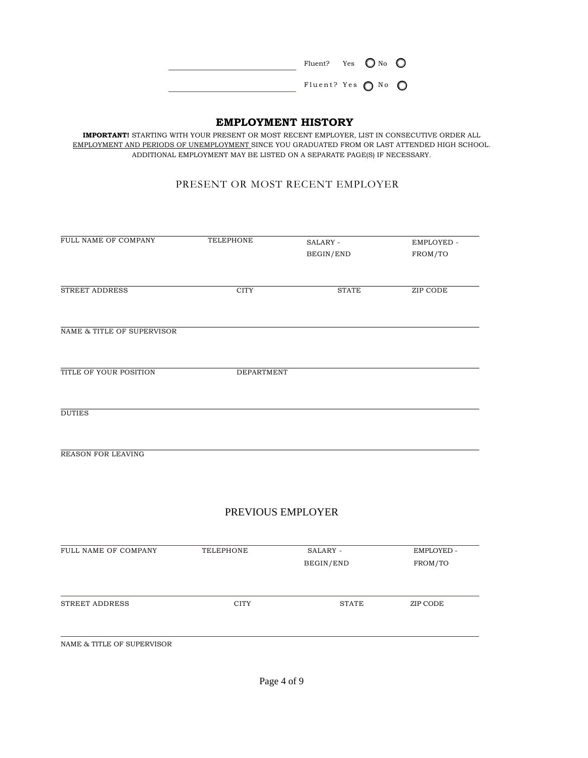\_\_\_\_\_\_\_\_\_\_\_\_\_\_\_\_\_\_\_\_\_\_\_\_\_\_\_\_ Fluent? Yes ◯ No ◯

\_\_\_\_\_\_\_\_\_\_\_\_\_\_\_\_\_\_\_\_\_\_\_\_\_\_\_\_ Fluent? Yes ◯ No ◯

## EMPLOYMENT HISTORY

**IMPORTANT!** STARTING WITH YOUR PRESENT OR MOST RECENT EMPLOYER, LIST IN CONSECUTIVE ORDER ALL EMPLOYMENT AND PERIODS OF UNEMPLOYMENT SINCE YOU GRADUATED FROM OR LAST ATTENDED HIGH SCHOOL. ADDITIONAL EMPLOYMENT MAY BE LISTED ON A SEPARATE PAGE(S) IF NECESSARY.

### PRESENT OR MOST RECENT EMPLOYER

| FULL NAME OF COMPANY | TELEPHONE | SALARY - BEGIN/END | EMPLOYED - FROM/TO |
|---|---|---|---|
| STREET ADDRESS | CITY | STATE | ZIP CODE |

NAME & TITLE OF SUPERVISOR

| TITLE OF YOUR POSITION | DEPARTMENT |
|---|---|

DUTIES

REASON FOR LEAVING

### PREVIOUS EMPLOYER

| FULL NAME OF COMPANY | TELEPHONE | SALARY - BEGIN/END | EMPLOYED - FROM/TO |
|---|---|---|---|
| STREET ADDRESS | CITY | STATE | ZIP CODE |

NAME & TITLE OF SUPERVISOR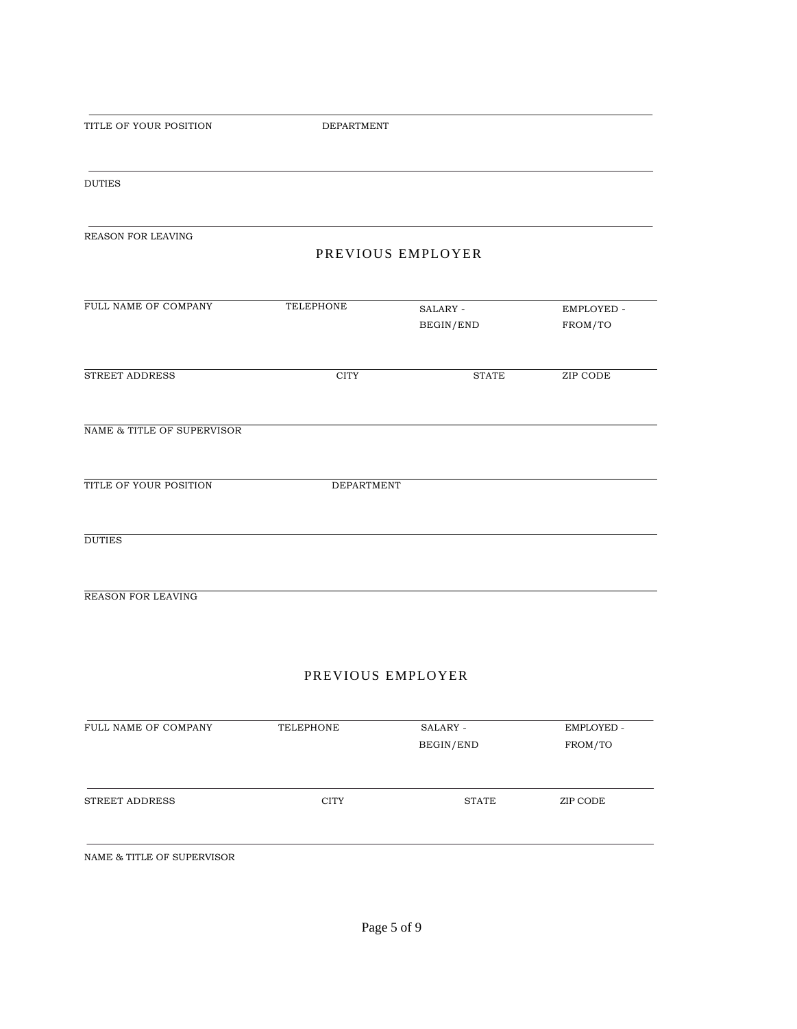TITLE OF YOUR POSITION DEPARTMENT

DUTIES

REASON FOR LEAVING

## PREVIOUS EMPLOYER

| FULL NAME OF COMPANY | TELEPHONE | SALARY - BEGIN/END | EMPLOYED - FROM/TO |
|---|---|---|---|
| STREET ADDRESS | CITY | STATE | ZIP CODE |

NAME & TITLE OF SUPERVISOR

TITLE OF YOUR POSITION DEPARTMENT

DUTIES

REASON FOR LEAVING

## PREVIOUS EMPLOYER

| FULL NAME OF COMPANY | TELEPHONE | SALARY - BEGIN/END | EMPLOYED - FROM/TO |
|---|---|---|---|
| STREET ADDRESS | CITY | STATE | ZIP CODE |

NAME & TITLE OF SUPERVISOR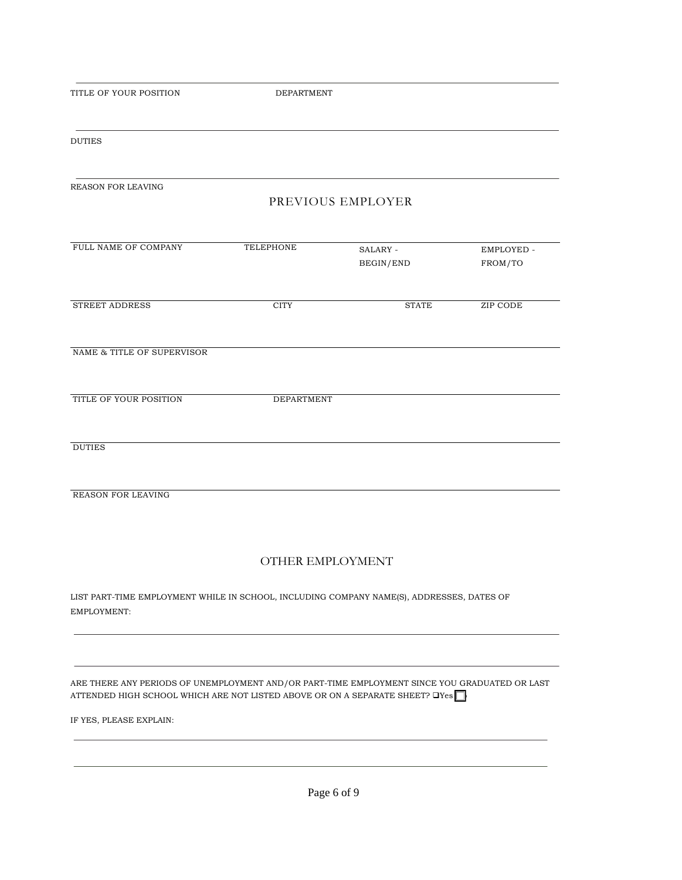---

TITLE OF YOUR POSITION DEPARTMENT

---

DUTIES

---

REASON FOR LEAVING

## PREVIOUS EMPLOYER

| FULL NAME OF COMPANY | TELEPHONE | SALARY - BEGIN/END | EMPLOYED - FROM/TO |
|---|---|---|---|
| STREET ADDRESS | CITY | STATE | ZIP CODE |

---

NAME & TITLE OF SUPERVISOR

---

TITLE OF YOUR POSITION DEPARTMENT

---

DUTIES

---

REASON FOR LEAVING

## OTHER EMPLOYMENT

LIST PART-TIME EMPLOYMENT WHILE IN SCHOOL, INCLUDING COMPANY NAME(S), ADDRESSES, DATES OF EMPLOYMENT:

---

---

ARE THERE ANY PERIODS OF UNEMPLOYMENT AND/OR PART-TIME EMPLOYMENT SINCE YOU GRADUATED OR LAST ATTENDED HIGH SCHOOL WHICH ARE NOT LISTED ABOVE OR ON A SEPARATE SHEET? ❑Yes ❑

IF YES, PLEASE EXPLAIN:

---

---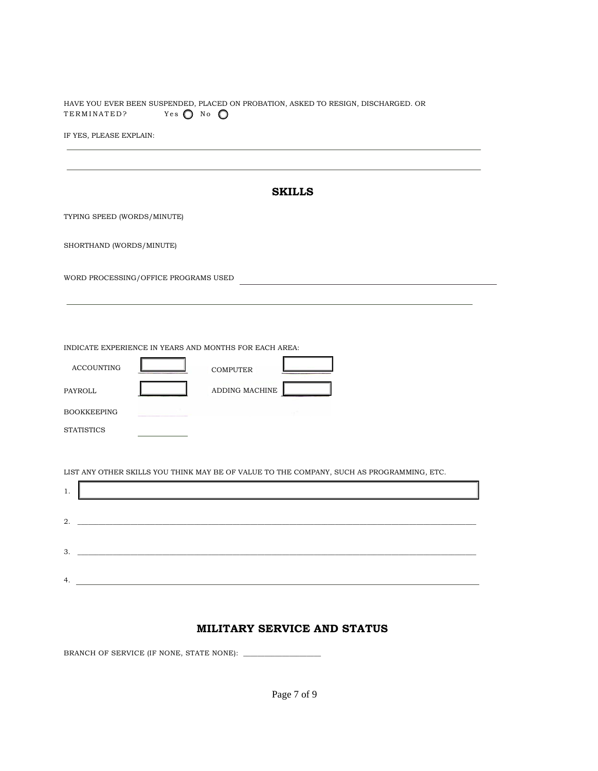HAVE YOU EVER BEEN SUSPENDED, PLACED ON PROBATION, ASKED TO RESIGN, DISCHARGED. OR TERMINATED? Yes ◯ No ◯

IF YES, PLEASE EXPLAIN:

\_\_\_\_\_\_\_\_\_\_\_\_\_\_\_\_\_\_\_\_\_\_\_\_\_\_\_\_\_\_\_\_\_\_\_\_\_\_\_\_\_\_\_\_\_\_\_\_\_\_\_\_\_\_\_\_\_\_\_\_\_\_\_\_\_\_\_\_\_\_\_\_\_\_\_\_\_\_\_\_\_\_\_\_\_\_\_\_\_\_\_\_\_\_

\_\_\_\_\_\_\_\_\_\_\_\_\_\_\_\_\_\_\_\_\_\_\_\_\_\_\_\_\_\_\_\_\_\_\_\_\_\_\_\_\_\_\_\_\_\_\_\_\_\_\_\_\_\_\_\_\_\_\_\_\_\_\_\_\_\_\_\_\_\_\_\_\_\_\_\_\_\_\_\_\_\_\_\_\_\_\_\_\_\_\_\_\_\_

## SKILLS

TYPING SPEED (WORDS/MINUTE)

SHORTHAND (WORDS/MINUTE)

WORD PROCESSING/OFFICE PROGRAMS USED \_\_\_\_\_\_\_\_\_\_\_\_\_\_\_\_\_\_\_\_\_\_\_\_\_\_\_\_\_\_\_\_\_\_\_\_\_\_\_\_\_\_\_\_\_\_\_\_\_\_\_\_\_\_\_\_

\_\_\_\_\_\_\_\_\_\_\_\_\_\_\_\_\_\_\_\_\_\_\_\_\_\_\_\_\_\_\_\_\_\_\_\_\_\_\_\_\_\_\_\_\_\_\_\_\_\_\_\_\_\_\_\_\_\_\_\_\_\_\_\_\_\_\_\_\_\_\_\_\_\_\_\_\_\_\_\_\_\_\_\_\_\_\_\_\_\_\_\_\_\_

INDICATE EXPERIENCE IN YEARS AND MONTHS FOR EACH AREA:

| | | | |
|---|---|---|---|
| ACCOUNTING | \_\_\_\_\_\_ | COMPUTER | \_\_\_\_\_\_ |
| PAYROLL | \_\_\_\_\_\_ | ADDING MACHINE | \_\_\_\_\_\_ |
| BOOKKEEPING | \_\_\_\_\_\_ | | |
| STATISTICS | \_\_\_\_\_\_ | | |

LIST ANY OTHER SKILLS YOU THINK MAY BE OF VALUE TO THE COMPANY, SUCH AS PROGRAMMING, ETC.

1. \_\_\_\_\_\_\_\_\_\_\_\_\_\_\_\_\_\_\_\_\_\_\_\_\_\_\_\_\_\_\_\_\_\_\_\_\_\_\_\_\_\_\_\_\_\_\_\_\_\_\_\_\_\_\_\_\_\_\_\_\_\_\_\_\_\_\_\_\_\_\_\_\_\_\_\_\_\_\_\_\_\_\_\_\_\_\_\_\_\_

2. \_\_\_\_\_\_\_\_\_\_\_\_\_\_\_\_\_\_\_\_\_\_\_\_\_\_\_\_\_\_\_\_\_\_\_\_\_\_\_\_\_\_\_\_\_\_\_\_\_\_\_\_\_\_\_\_\_\_\_\_\_\_\_\_\_\_\_\_\_\_\_\_\_\_\_\_\_\_\_\_\_\_\_\_\_\_\_\_\_\_

3. \_\_\_\_\_\_\_\_\_\_\_\_\_\_\_\_\_\_\_\_\_\_\_\_\_\_\_\_\_\_\_\_\_\_\_\_\_\_\_\_\_\_\_\_\_\_\_\_\_\_\_\_\_\_\_\_\_\_\_\_\_\_\_\_\_\_\_\_\_\_\_\_\_\_\_\_\_\_\_\_\_\_\_\_\_\_\_\_\_\_

4. \_\_\_\_\_\_\_\_\_\_\_\_\_\_\_\_\_\_\_\_\_\_\_\_\_\_\_\_\_\_\_\_\_\_\_\_\_\_\_\_\_\_\_\_\_\_\_\_\_\_\_\_\_\_\_\_\_\_\_\_\_\_\_\_\_\_\_\_\_\_\_\_\_\_\_\_\_\_\_\_\_\_\_\_\_\_\_\_\_\_

## MILITARY SERVICE AND STATUS

BRANCH OF SERVICE (IF NONE, STATE NONE): \_\_\_\_\_\_\_\_\_\_\_\_\_\_\_\_\_\_\_\_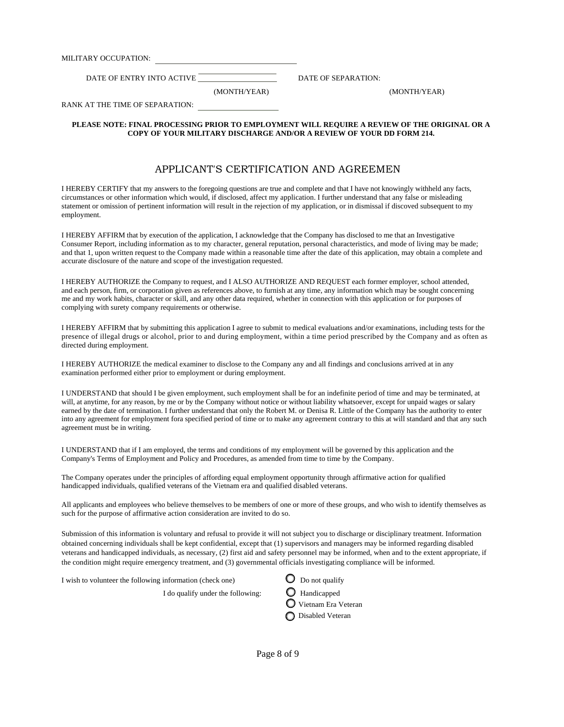MILITARY OCCUPATION: ______________________________

DATE OF ENTRY INTO ACTIVE ____________________ (MONTH/YEAR)    DATE OF SEPARATION: ____________________ (MONTH/YEAR)

RANK AT THE TIME OF SEPARATION: ____________________

**PLEASE NOTE: FINAL PROCESSING PRIOR TO EMPLOYMENT WILL REQUIRE A REVIEW OF THE ORIGINAL OR A COPY OF YOUR MILITARY DISCHARGE AND/OR A REVIEW OF YOUR DD FORM 214.**

## APPLICANT'S CERTIFICATION AND AGREEMEN

I HEREBY CERTIFY that my answers to the foregoing questions are true and complete and that I have not knowingly withheld any facts, circumstances or other information which would, if disclosed, affect my application. I further understand that any false or misleading statement or omission of pertinent information will result in the rejection of my application, or in dismissal if discoved subsequent to my employment.

I HEREBY AFFIRM that by execution of the application, I acknowledge that the Company has disclosed to me that an Investigative Consumer Report, including information as to my character, general reputation, personal characteristics, and mode of living may be made; and that 1, upon written request to the Company made within a reasonable time after the date of this application, may obtain a complete and accurate disclosure of the nature and scope of the investigation requested.

I HEREBY AUTHORIZE the Company to request, and I ALSO AUTHORIZE AND REQUEST each former employer, school attended, and each person, firm, or corporation given as references above, to furnish at any time, any information which may be sought concerning me and my work habits, character or skill, and any other data required, whether in connection with this application or for purposes of complying with surety company requirements or otherwise.

I HEREBY AFFIRM that by submitting this application I agree to submit to medical evaluations and/or examinations, including tests for the presence of illegal drugs or alcohol, prior to and during employment, within a time period prescribed by the Company and as often as directed during employment.

I HEREBY AUTHORIZE the medical examiner to disclose to the Company any and all findings and conclusions arrived at in any examination performed either prior to employment or during employment.

I UNDERSTAND that should I be given employment, such employment shall be for an indefinite period of time and may be terminated, at will, at anytime, for any reason, by me or by the Company without notice or without liability whatsoever, except for unpaid wages or salary earned by the date of termination. I further understand that only the Robert M. or Denisa R. Little of the Company has the authority to enter into any agreement for employment fora specified period of time or to make any agreement contrary to this at will standard and that any such agreement must be in writing.

I UNDERSTAND that if I am employed, the terms and conditions of my employment will be governed by this application and the Company's Terms of Employment and Policy and Procedures, as amended from time to time by the Company.

The Company operates under the principles of affording equal employment opportunity through affirmative action for qualified handicapped individuals, qualified veterans of the Vietnam era and qualified disabled veterans.

All applicants and employees who believe themselves to be members of one or more of these groups, and who wish to identify themselves as such for the purpose of affirmative action consideration are invited to do so.

Submission of this information is voluntary and refusal to provide it will not subject you to discharge or disciplinary treatment. Information obtained concerning individuals shall be kept confidential, except that (1) supervisors and managers may be informed regarding disabled veterans and handicapped individuals, as necessary, (2) first aid and safety personnel may be informed, when and to the extent appropriate, if the condition might require emergency treatment, and (3) governmental officials investigating compliance will be informed.

I wish to volunteer the following information (check one)
- ○ Do not qualify

I do qualify under the following:
- ○ Handicapped
- ○ Vietnam Era Veteran
- ○ Disabled Veteran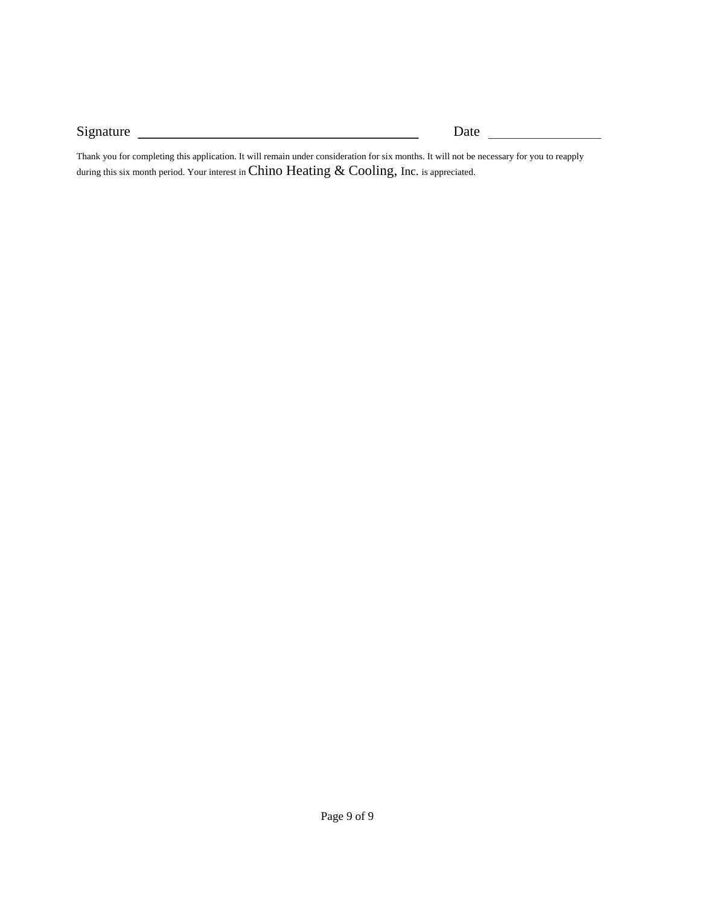Signature ________________________________________ Date ________________

Thank you for completing this application. It will remain under consideration for six months. It will not be necessary for you to reapply during this six month period. Your interest in Chino Heating & Cooling, Inc. is appreciated.